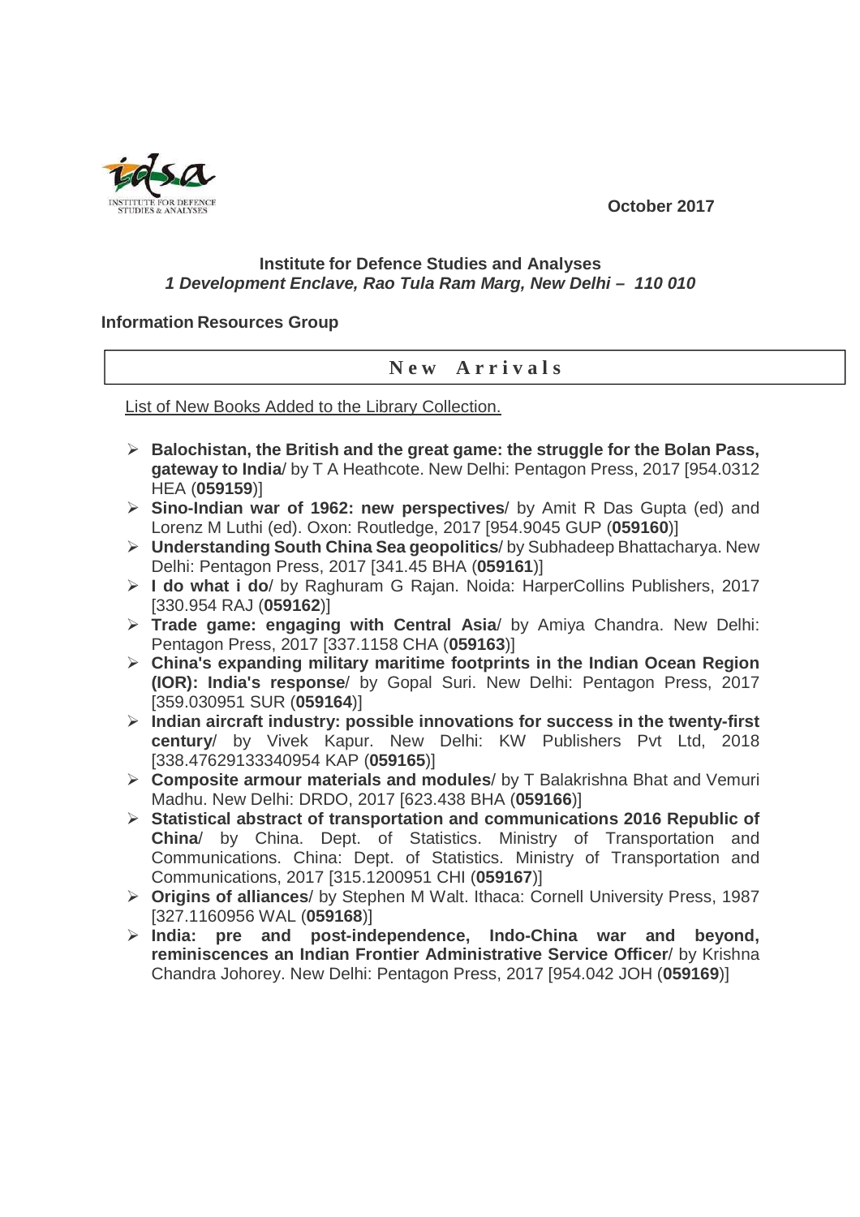October 2017

**Institute for Defence Studies and Analyses**
***1 Development Enclave, Rao Tula Ram Marg, New Delhi – 110 010***

**Information Resources Group**

## New Arrivals

List of New Books Added to the Library Collection.

- **Balochistan, the British and the great game: the struggle for the Bolan Pass, gateway to India**/ by T A Heathcote. New Delhi: Pentagon Press, 2017 [954.0312 HEA (**059159**)]
- **Sino-Indian war of 1962: new perspectives**/ by Amit R Das Gupta (ed) and Lorenz M Luthi (ed). Oxon: Routledge, 2017 [954.9045 GUP (**059160**)]
- **Understanding South China Sea geopolitics**/ by Subhadeep Bhattacharya. New Delhi: Pentagon Press, 2017 [341.45 BHA (**059161**)]
- **I do what i do**/ by Raghuram G Rajan. Noida: HarperCollins Publishers, 2017 [330.954 RAJ (**059162**)]
- **Trade game: engaging with Central Asia**/ by Amiya Chandra. New Delhi: Pentagon Press, 2017 [337.1158 CHA (**059163**)]
- **China's expanding military maritime footprints in the Indian Ocean Region (IOR): India's response**/ by Gopal Suri. New Delhi: Pentagon Press, 2017 [359.030951 SUR (**059164**)]
- **Indian aircraft industry: possible innovations for success in the twenty-first century**/ by Vivek Kapur. New Delhi: KW Publishers Pvt Ltd, 2018 [338.47629133340954 KAP (**059165**)]
- **Composite armour materials and modules**/ by T Balakrishna Bhat and Vemuri Madhu. New Delhi: DRDO, 2017 [623.438 BHA (**059166**)]
- **Statistical abstract of transportation and communications 2016 Republic of China**/ by China. Dept. of Statistics. Ministry of Transportation and Communications. China: Dept. of Statistics. Ministry of Transportation and Communications, 2017 [315.1200951 CHI (**059167**)]
- **Origins of alliances**/ by Stephen M Walt. Ithaca: Cornell University Press, 1987 [327.1160956 WAL (**059168**)]
- **India: pre and post-independence, Indo-China war and beyond, reminiscences an Indian Frontier Administrative Service Officer**/ by Krishna Chandra Johorey. New Delhi: Pentagon Press, 2017 [954.042 JOH (**059169**)]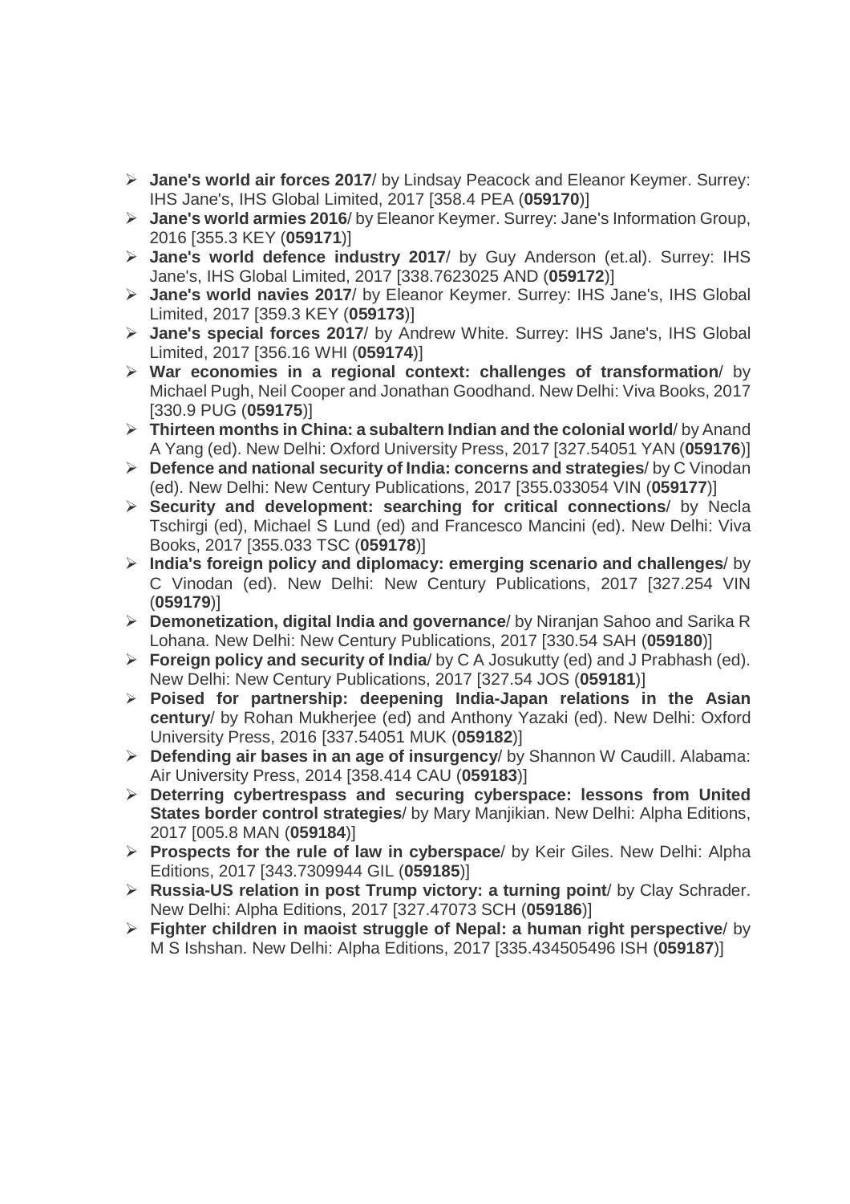- **Jane's world air forces 2017**/ by Lindsay Peacock and Eleanor Keymer. Surrey: IHS Jane's, IHS Global Limited, 2017 [358.4 PEA (**059170**)]
- **Jane's world armies 2016**/ by Eleanor Keymer. Surrey: Jane's Information Group, 2016 [355.3 KEY (**059171**)]
- **Jane's world defence industry 2017**/ by Guy Anderson (et.al). Surrey: IHS Jane's, IHS Global Limited, 2017 [338.7623025 AND (**059172**)]
- **Jane's world navies 2017**/ by Eleanor Keymer. Surrey: IHS Jane's, IHS Global Limited, 2017 [359.3 KEY (**059173**)]
- **Jane's special forces 2017**/ by Andrew White. Surrey: IHS Jane's, IHS Global Limited, 2017 [356.16 WHI (**059174**)]
- **War economies in a regional context: challenges of transformation**/ by Michael Pugh, Neil Cooper and Jonathan Goodhand. New Delhi: Viva Books, 2017 [330.9 PUG (**059175**)]
- **Thirteen months in China: a subaltern Indian and the colonial world**/ by Anand A Yang (ed). New Delhi: Oxford University Press, 2017 [327.54051 YAN (**059176**)]
- **Defence and national security of India: concerns and strategies**/ by C Vinodan (ed). New Delhi: New Century Publications, 2017 [355.033054 VIN (**059177**)]
- **Security and development: searching for critical connections**/ by Necla Tschirgi (ed), Michael S Lund (ed) and Francesco Mancini (ed). New Delhi: Viva Books, 2017 [355.033 TSC (**059178**)]
- **India's foreign policy and diplomacy: emerging scenario and challenges**/ by C Vinodan (ed). New Delhi: New Century Publications, 2017 [327.254 VIN (**059179**)]
- **Demonetization, digital India and governance**/ by Niranjan Sahoo and Sarika R Lohana. New Delhi: New Century Publications, 2017 [330.54 SAH (**059180**)]
- **Foreign policy and security of India**/ by C A Josukutty (ed) and J Prabhash (ed). New Delhi: New Century Publications, 2017 [327.54 JOS (**059181**)]
- **Poised for partnership: deepening India-Japan relations in the Asian century**/ by Rohan Mukherjee (ed) and Anthony Yazaki (ed). New Delhi: Oxford University Press, 2016 [337.54051 MUK (**059182**)]
- **Defending air bases in an age of insurgency**/ by Shannon W Caudill. Alabama: Air University Press, 2014 [358.414 CAU (**059183**)]
- **Deterring cybertrespass and securing cyberspace: lessons from United States border control strategies**/ by Mary Manjikian. New Delhi: Alpha Editions, 2017 [005.8 MAN (**059184**)]
- **Prospects for the rule of law in cyberspace**/ by Keir Giles. New Delhi: Alpha Editions, 2017 [343.7309944 GIL (**059185**)]
- **Russia-US relation in post Trump victory: a turning point**/ by Clay Schrader. New Delhi: Alpha Editions, 2017 [327.47073 SCH (**059186**)]
- **Fighter children in maoist struggle of Nepal: a human right perspective**/ by M S Ishshan. New Delhi: Alpha Editions, 2017 [335.434505496 ISH (**059187**)]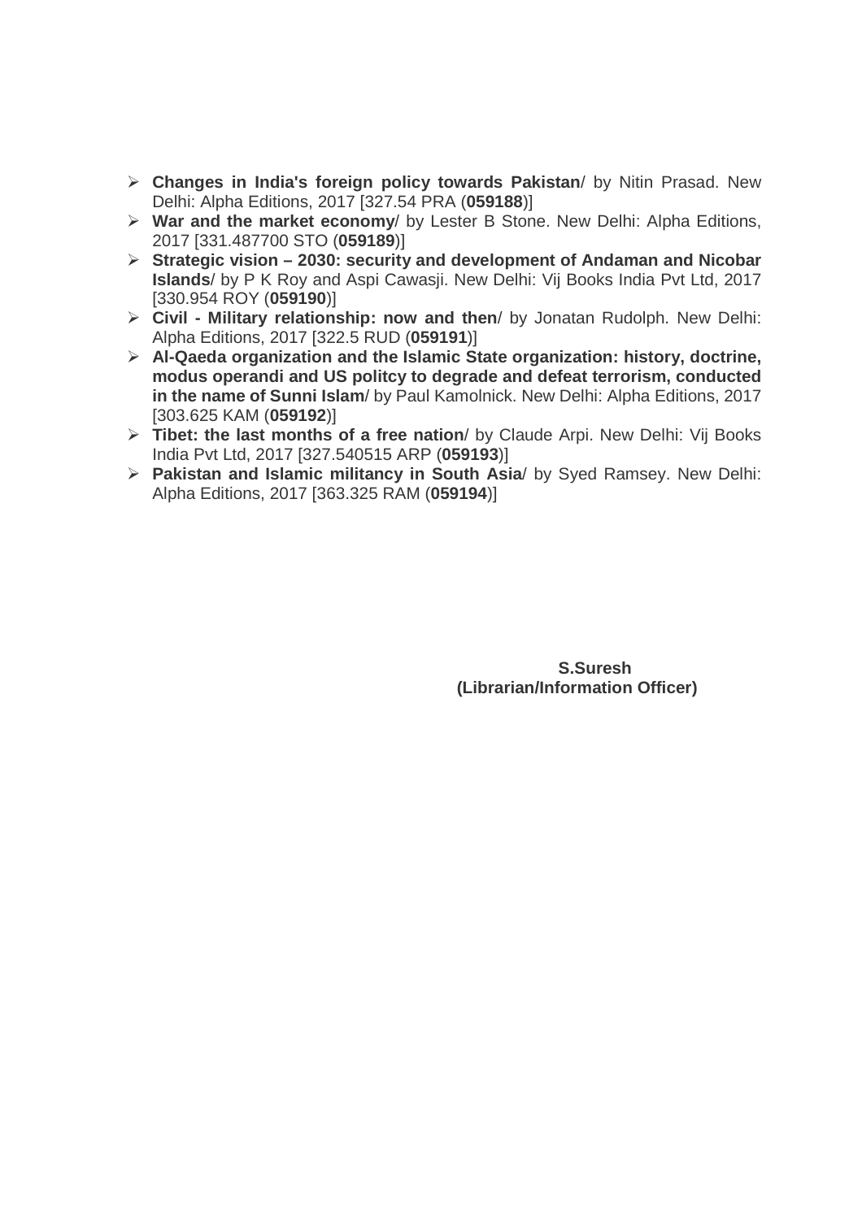- **Changes in India's foreign policy towards Pakistan**/ by Nitin Prasad. New Delhi: Alpha Editions, 2017 [327.54 PRA (**059188**)]
- **War and the market economy**/ by Lester B Stone. New Delhi: Alpha Editions, 2017 [331.487700 STO (**059189**)]
- **Strategic vision – 2030: security and development of Andaman and Nicobar Islands**/ by P K Roy and Aspi Cawasji. New Delhi: Vij Books India Pvt Ltd, 2017 [330.954 ROY (**059190**)]
- **Civil - Military relationship: now and then**/ by Jonatan Rudolph. New Delhi: Alpha Editions, 2017 [322.5 RUD (**059191**)]
- **Al-Qaeda organization and the Islamic State organization: history, doctrine, modus operandi and US politcy to degrade and defeat terrorism, conducted in the name of Sunni Islam**/ by Paul Kamolnick. New Delhi: Alpha Editions, 2017 [303.625 KAM (**059192**)]
- **Tibet: the last months of a free nation**/ by Claude Arpi. New Delhi: Vij Books India Pvt Ltd, 2017 [327.540515 ARP (**059193**)]
- **Pakistan and Islamic militancy in South Asia**/ by Syed Ramsey. New Delhi: Alpha Editions, 2017 [363.325 RAM (**059194**)]

**S.Suresh**
**(Librarian/Information Officer)**